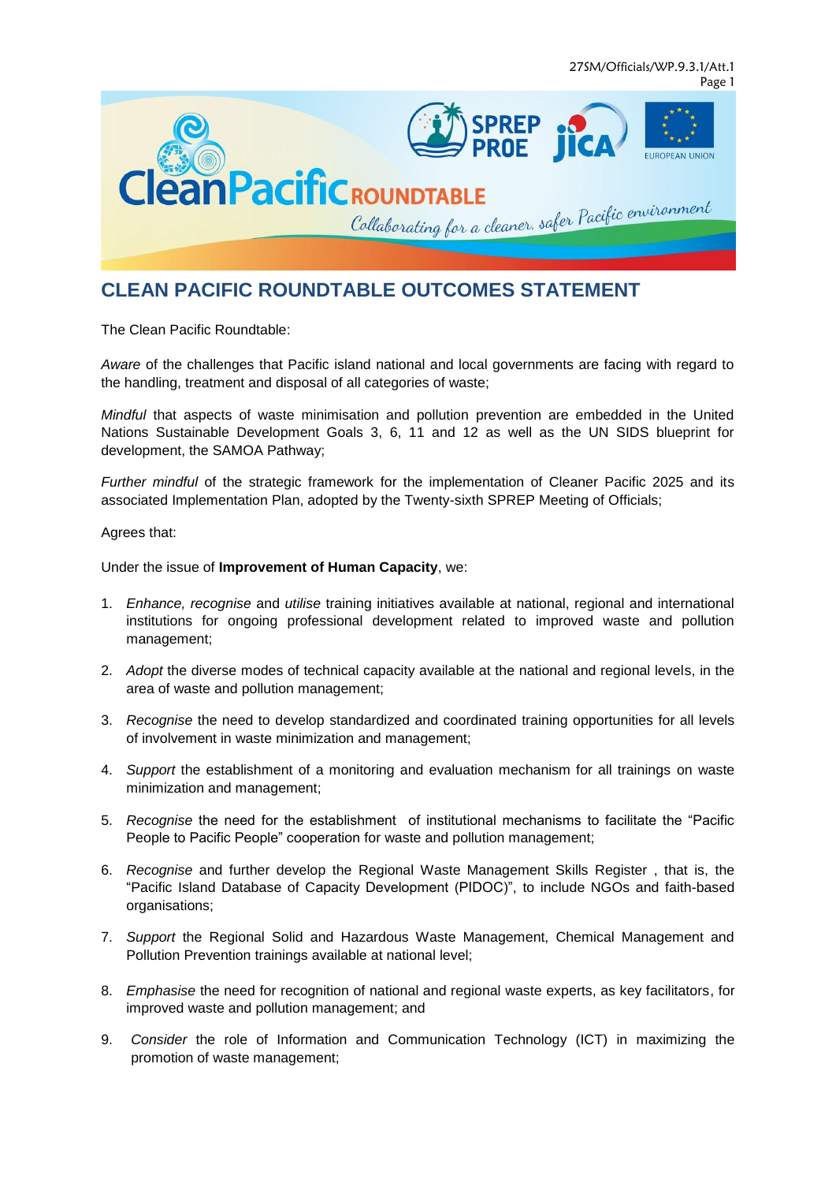# CLEAN PACIFIC ROUNDTABLE OUTCOMES STATEMENT

The Clean Pacific Roundtable:

*Aware* of the challenges that Pacific island national and local governments are facing with regard to the handling, treatment and disposal of all categories of waste;

*Mindful* that aspects of waste minimisation and pollution prevention are embedded in the United Nations Sustainable Development Goals 3, 6, 11 and 12 as well as the UN SIDS blueprint for development, the SAMOA Pathway;

*Further mindful* of the strategic framework for the implementation of Cleaner Pacific 2025 and its associated Implementation Plan, adopted by the Twenty-sixth SPREP Meeting of Officials;

Agrees that:

Under the issue of **Improvement of Human Capacity**, we:

1. *Enhance, recognise* and *utilise* training initiatives available at national, regional and international institutions for ongoing professional development related to improved waste and pollution management;
2. *Adopt* the diverse modes of technical capacity available at the national and regional levels, in the area of waste and pollution management;
3. *Recognise* the need to develop standardized and coordinated training opportunities for all levels of involvement in waste minimization and management;
4. *Support* the establishment of a monitoring and evaluation mechanism for all trainings on waste minimization and management;
5. *Recognise* the need for the establishment of institutional mechanisms to facilitate the "Pacific People to Pacific People" cooperation for waste and pollution management;
6. *Recognise* and further develop the Regional Waste Management Skills Register , that is, the "Pacific Island Database of Capacity Development (PIDOC)", to include NGOs and faith-based organisations;
7. *Support* the Regional Solid and Hazardous Waste Management, Chemical Management and Pollution Prevention trainings available at national level;
8. *Emphasise* the need for recognition of national and regional waste experts, as key facilitators, for improved waste and pollution management; and
9. *Consider* the role of Information and Communication Technology (ICT) in maximizing the promotion of waste management;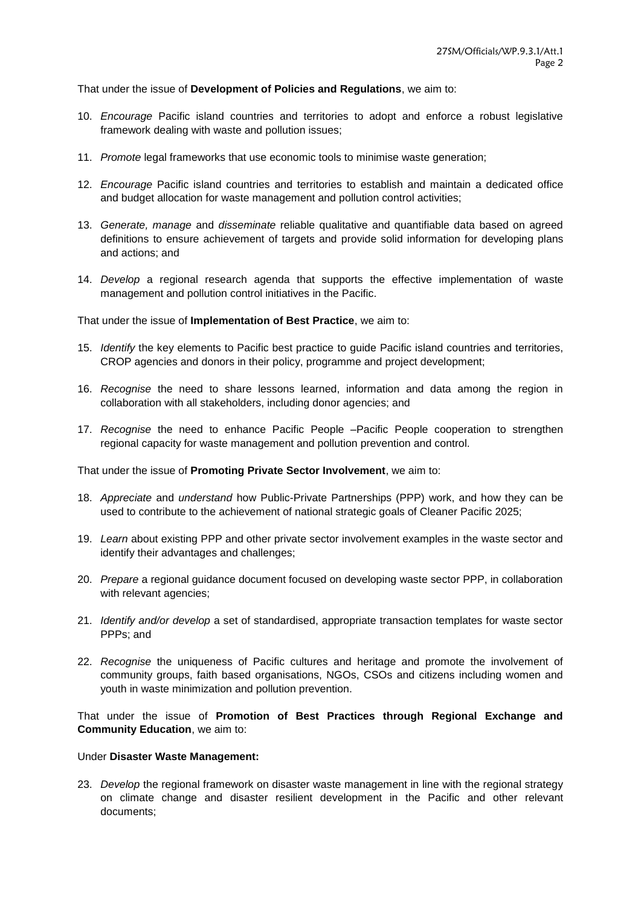That under the issue of **Development of Policies and Regulations**, we aim to:

10. *Encourage* Pacific island countries and territories to adopt and enforce a robust legislative framework dealing with waste and pollution issues;

11. *Promote* legal frameworks that use economic tools to minimise waste generation;

12. *Encourage* Pacific island countries and territories to establish and maintain a dedicated office and budget allocation for waste management and pollution control activities;

13. *Generate, manage* and *disseminate* reliable qualitative and quantifiable data based on agreed definitions to ensure achievement of targets and provide solid information for developing plans and actions; and

14. *Develop* a regional research agenda that supports the effective implementation of waste management and pollution control initiatives in the Pacific.

That under the issue of **Implementation of Best Practice**, we aim to:

15. *Identify* the key elements to Pacific best practice to guide Pacific island countries and territories, CROP agencies and donors in their policy, programme and project development;

16. *Recognise* the need to share lessons learned, information and data among the region in collaboration with all stakeholders, including donor agencies; and

17. *Recognise* the need to enhance Pacific People –Pacific People cooperation to strengthen regional capacity for waste management and pollution prevention and control.

That under the issue of **Promoting Private Sector Involvement**, we aim to:

18. *Appreciate* and *understand* how Public-Private Partnerships (PPP) work, and how they can be used to contribute to the achievement of national strategic goals of Cleaner Pacific 2025;

19. *Learn* about existing PPP and other private sector involvement examples in the waste sector and identify their advantages and challenges;

20. *Prepare* a regional guidance document focused on developing waste sector PPP, in collaboration with relevant agencies;

21. *Identify and/or develop* a set of standardised, appropriate transaction templates for waste sector PPPs; and

22. *Recognise* the uniqueness of Pacific cultures and heritage and promote the involvement of community groups, faith based organisations, NGOs, CSOs and citizens including women and youth in waste minimization and pollution prevention.

That under the issue of **Promotion of Best Practices through Regional Exchange and Community Education**, we aim to:

Under **Disaster Waste Management:**

23. *Develop* the regional framework on disaster waste management in line with the regional strategy on climate change and disaster resilient development in the Pacific and other relevant documents;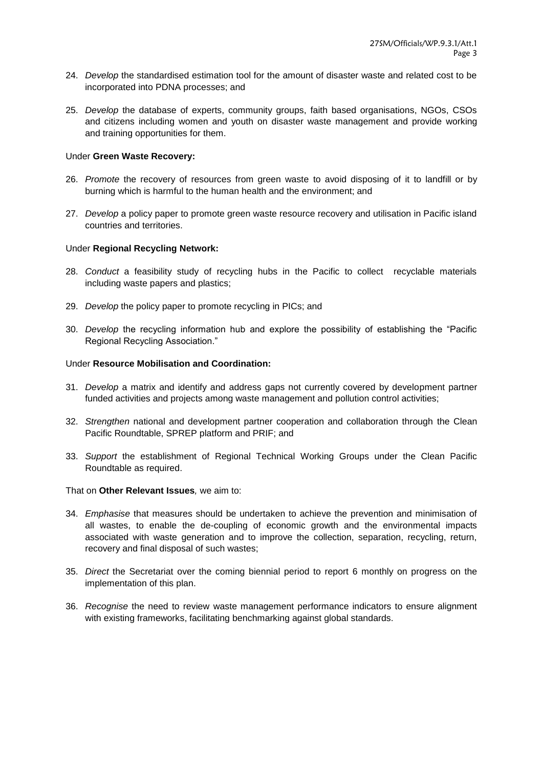24. *Develop* the standardised estimation tool for the amount of disaster waste and related cost to be incorporated into PDNA processes; and

25. *Develop* the database of experts, community groups, faith based organisations, NGOs, CSOs and citizens including women and youth on disaster waste management and provide working and training opportunities for them.

Under **Green Waste Recovery:**

26. *Promote* the recovery of resources from green waste to avoid disposing of it to landfill or by burning which is harmful to the human health and the environment; and

27. *Develop* a policy paper to promote green waste resource recovery and utilisation in Pacific island countries and territories.

Under **Regional Recycling Network:**

28. *Conduct* a feasibility study of recycling hubs in the Pacific to collect recyclable materials including waste papers and plastics;

29. *Develop* the policy paper to promote recycling in PICs; and

30. *Develop* the recycling information hub and explore the possibility of establishing the "Pacific Regional Recycling Association."

Under **Resource Mobilisation and Coordination:**

31. *Develop* a matrix and identify and address gaps not currently covered by development partner funded activities and projects among waste management and pollution control activities;

32. *Strengthen* national and development partner cooperation and collaboration through the Clean Pacific Roundtable, SPREP platform and PRIF; and

33. *Support* the establishment of Regional Technical Working Groups under the Clean Pacific Roundtable as required.

That on **Other Relevant Issues***,* we aim to:

34. *Emphasise* that measures should be undertaken to achieve the prevention and minimisation of all wastes, to enable the de-coupling of economic growth and the environmental impacts associated with waste generation and to improve the collection, separation, recycling, return, recovery and final disposal of such wastes;

35. *Direct* the Secretariat over the coming biennial period to report 6 monthly on progress on the implementation of this plan.

36. *Recognise* the need to review waste management performance indicators to ensure alignment with existing frameworks, facilitating benchmarking against global standards.